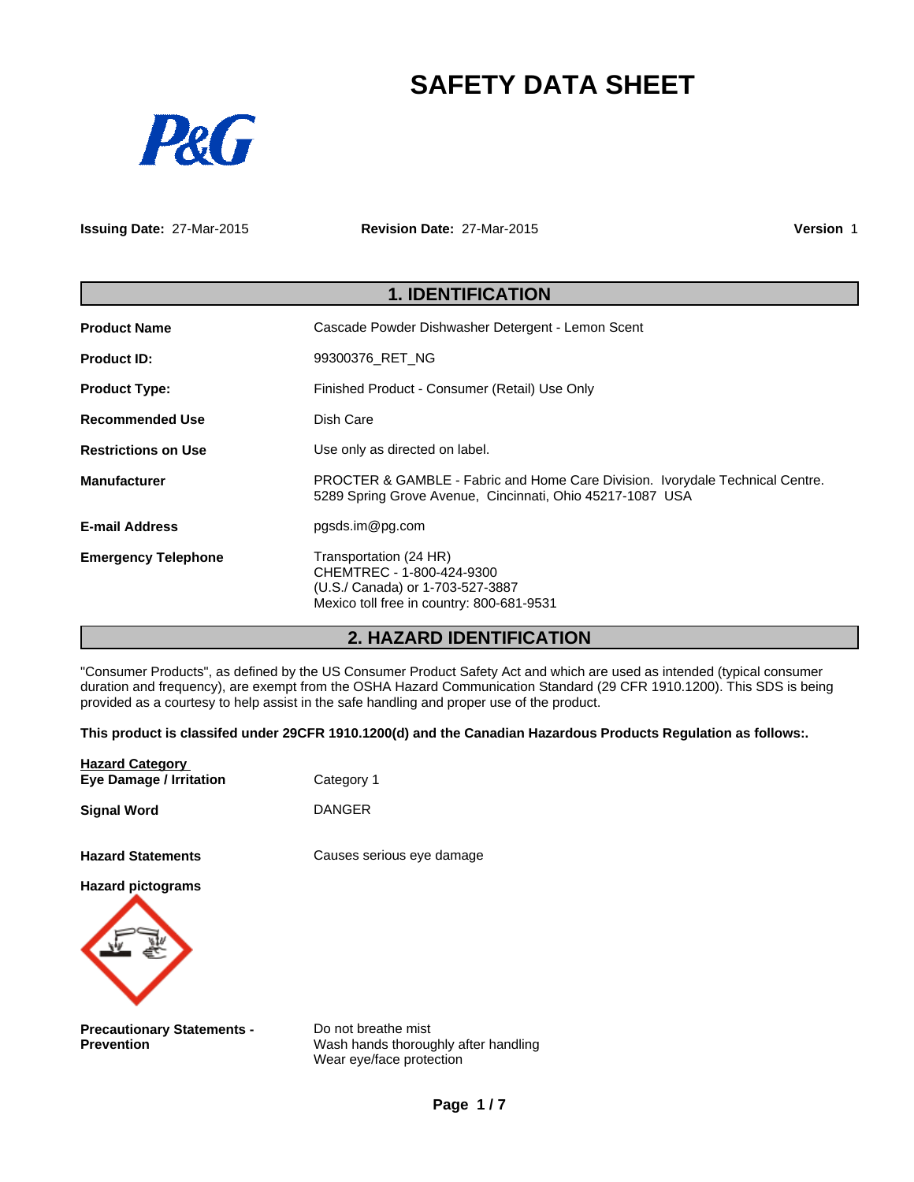# SAFETY DATA SHEET

P&G

**Issuing Date:** 27-Mar-2015 **Revision Date:** 27-Mar-2015 **Version** 1

## 1. IDENTIFICATION

| | |
|---|---|
| **Product Name** | Cascade Powder Dishwasher Detergent - Lemon Scent |
| **Product ID:** | 99300376_RET_NG |
| **Product Type:** | Finished Product - Consumer (Retail) Use Only |
| **Recommended Use** | Dish Care |
| **Restrictions on Use** | Use only as directed on label. |
| **Manufacturer** | PROCTER & GAMBLE - Fabric and Home Care Division. Ivorydale Technical Centre. 5289 Spring Grove Avenue, Cincinnati, Ohio 45217-1087 USA |
| **E-mail Address** | pgsds.im@pg.com |
| **Emergency Telephone** | Transportation (24 HR)<br>CHEMTREC - 1-800-424-9300<br>(U.S./ Canada) or 1-703-527-3887<br>Mexico toll free in country: 800-681-9531 |

## 2. HAZARD IDENTIFICATION

"Consumer Products", as defined by the US Consumer Product Safety Act and which are used as intended (typical consumer duration and frequency), are exempt from the OSHA Hazard Communication Standard (29 CFR 1910.1200). This SDS is being provided as a courtesy to help assist in the safe handling and proper use of the product.

**This product is classifed under 29CFR 1910.1200(d) and the Canadian Hazardous Products Regulation as follows:.**

**Hazard Category**

| | |
|---|---|
| **Eye Damage / Irritation** | Category 1 |
| **Signal Word** | DANGER |
| **Hazard Statements** | Causes serious eye damage |

**Hazard pictograms**

**Precautionary Statements - Prevention**

Do not breathe mist
Wash hands thoroughly after handling
Wear eye/face protection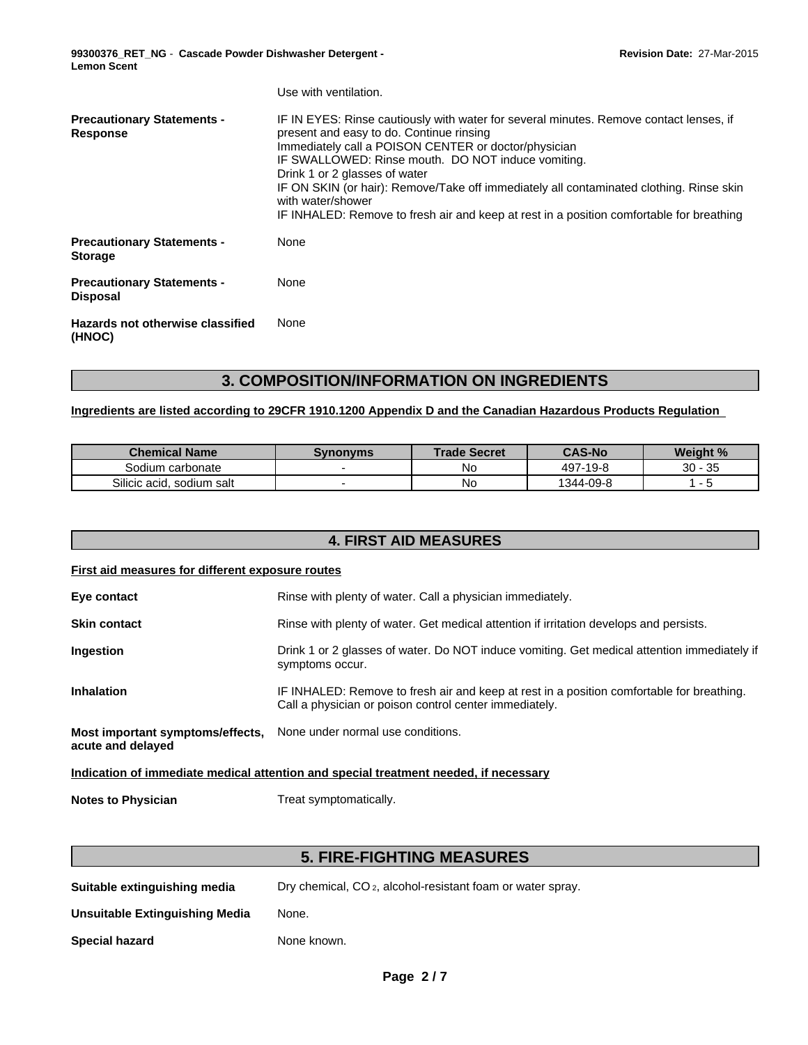Use with ventilation.

**Precautionary Statements - Response**

IF IN EYES: Rinse cautiously with water for several minutes. Remove contact lenses, if present and easy to do. Continue rinsing
Immediately call a POISON CENTER or doctor/physician
IF SWALLOWED: Rinse mouth. DO NOT induce vomiting.
Drink 1 or 2 glasses of water
IF ON SKIN (or hair): Remove/Take off immediately all contaminated clothing. Rinse skin with water/shower
IF INHALED: Remove to fresh air and keep at rest in a position comfortable for breathing

**Precautionary Statements - Storage**

None

**Precautionary Statements - Disposal**

None

**Hazards not otherwise classified (HNOC)**

None

## 3. COMPOSITION/INFORMATION ON INGREDIENTS

**Ingredients are listed according to 29CFR 1910.1200 Appendix D and the Canadian Hazardous Products Regulation**

| Chemical Name | Synonyms | Trade Secret | CAS-No | Weight % |
|---|---|---|---|---|
| Sodium carbonate | - | No | 497-19-8 | 30 - 35 |
| Silicic acid, sodium salt | - | No | 1344-09-8 | 1 - 5 |

## 4. FIRST AID MEASURES

**First aid measures for different exposure routes**

**Eye contact**

Rinse with plenty of water. Call a physician immediately.

**Skin contact**

Rinse with plenty of water. Get medical attention if irritation develops and persists.

**Ingestion**

Drink 1 or 2 glasses of water. Do NOT induce vomiting. Get medical attention immediately if symptoms occur.

**Inhalation**

IF INHALED: Remove to fresh air and keep at rest in a position comfortable for breathing. Call a physician or poison control center immediately.

**Most important symptoms/effects, acute and delayed**

None under normal use conditions.

**Indication of immediate medical attention and special treatment needed, if necessary**

**Notes to Physician**

Treat symptomatically.

## 5. FIRE-FIGHTING MEASURES

**Suitable extinguishing media**

Dry chemical, $CO_2$, alcohol-resistant foam or water spray.

**Unsuitable Extinguishing Media**

None.

**Special hazard**

None known.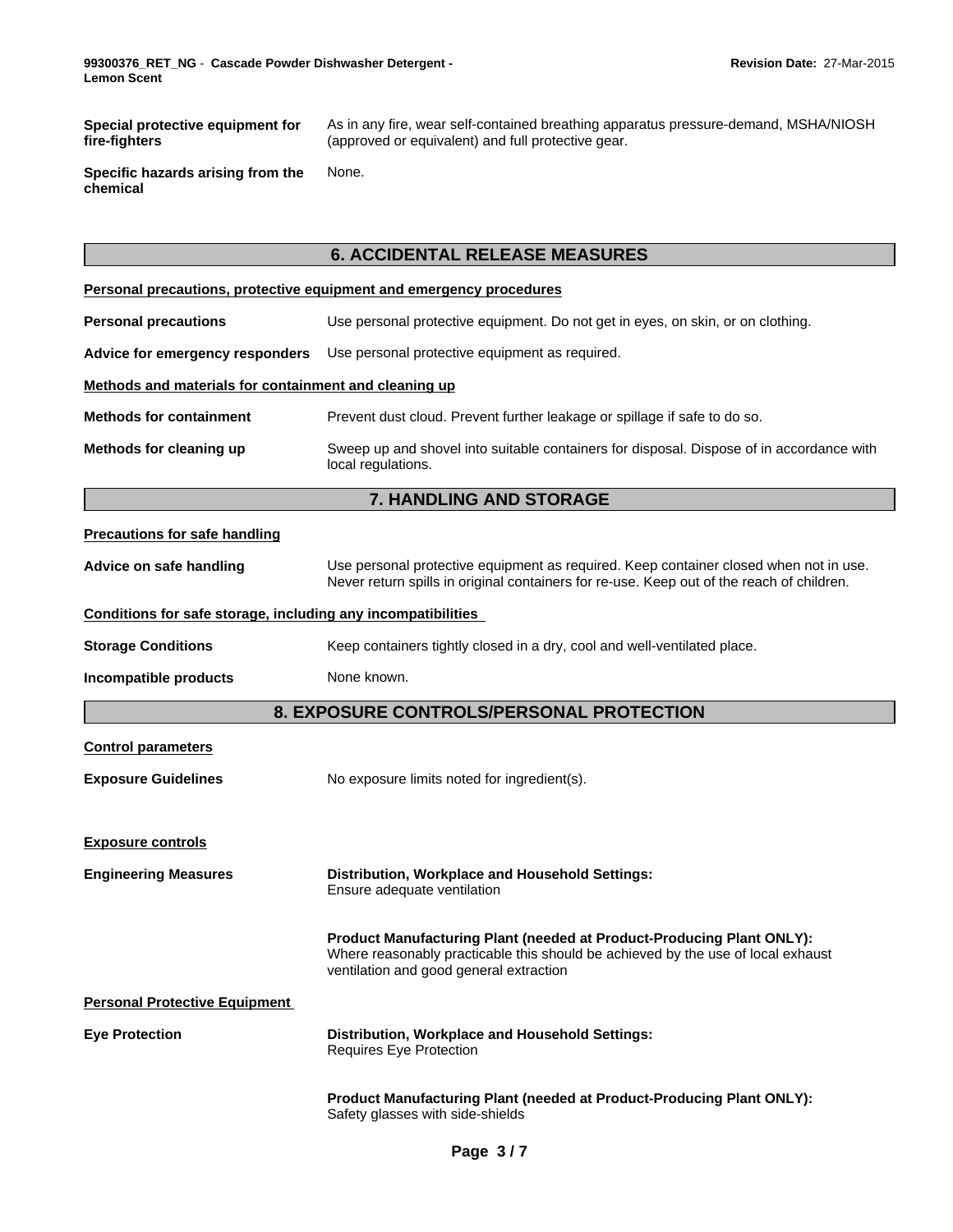| | |
|---|---|
| **Special protective equipment for fire-fighters** | As in any fire, wear self-contained breathing apparatus pressure-demand, MSHA/NIOSH (approved or equivalent) and full protective gear. |
| **Specific hazards arising from the chemical** | None. |

## 6. ACCIDENTAL RELEASE MEASURES

**Personal precautions, protective equipment and emergency procedures**

| | |
|---|---|
| **Personal precautions** | Use personal protective equipment. Do not get in eyes, on skin, or on clothing. |
| **Advice for emergency responders** | Use personal protective equipment as required. |

**Methods and materials for containment and cleaning up**

| | |
|---|---|
| **Methods for containment** | Prevent dust cloud. Prevent further leakage or spillage if safe to do so. |
| **Methods for cleaning up** | Sweep up and shovel into suitable containers for disposal. Dispose of in accordance with local regulations. |

## 7. HANDLING AND STORAGE

**Precautions for safe handling**

| | |
|---|---|
| **Advice on safe handling** | Use personal protective equipment as required. Keep container closed when not in use. Never return spills in original containers for re-use. Keep out of the reach of children. |

**Conditions for safe storage, including any incompatibilities**

| | |
|---|---|
| **Storage Conditions** | Keep containers tightly closed in a dry, cool and well-ventilated place. |
| **Incompatible products** | None known. |

## 8. EXPOSURE CONTROLS/PERSONAL PROTECTION

**Control parameters**

| | |
|---|---|
| **Exposure Guidelines** | No exposure limits noted for ingredient(s). |

**Exposure controls**

**Engineering Measures**

**Distribution, Workplace and Household Settings:**
Ensure adequate ventilation

**Product Manufacturing Plant (needed at Product-Producing Plant ONLY):**
Where reasonably practicable this should be achieved by the use of local exhaust ventilation and good general extraction

**Personal Protective Equipment**

**Eye Protection**

**Distribution, Workplace and Household Settings:**
Requires Eye Protection

**Product Manufacturing Plant (needed at Product-Producing Plant ONLY):**
Safety glasses with side-shields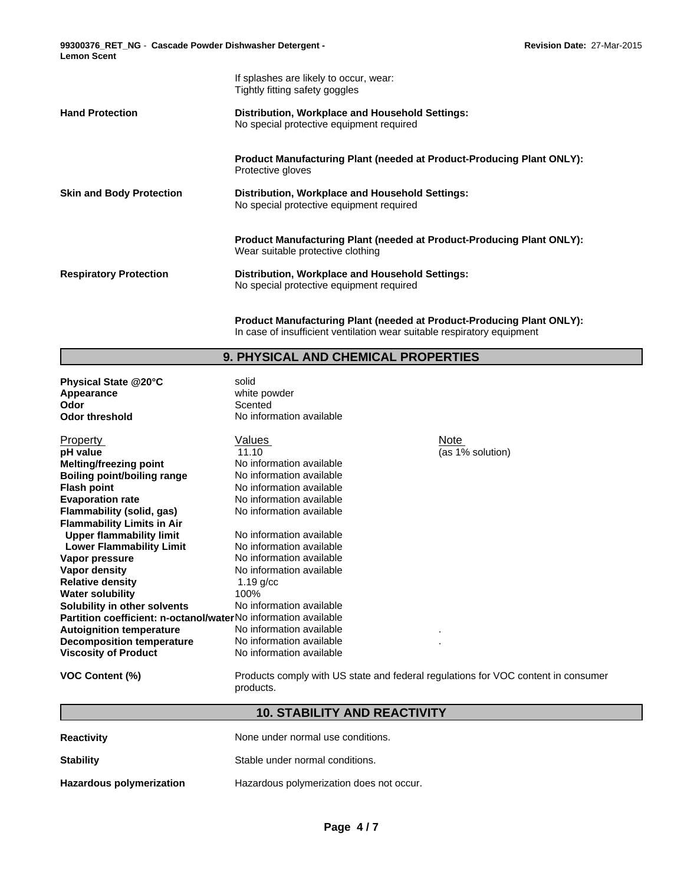| | |
|---|---|
| | If splashes are likely to occur, wear:<br>Tightly fitting safety goggles |
| **Hand Protection** | **Distribution, Workplace and Household Settings:**<br>No special protective equipment required |
| | **Product Manufacturing Plant (needed at Product-Producing Plant ONLY):**<br>Protective gloves |
| **Skin and Body Protection** | **Distribution, Workplace and Household Settings:**<br>No special protective equipment required |
| | **Product Manufacturing Plant (needed at Product-Producing Plant ONLY):**<br>Wear suitable protective clothing |
| **Respiratory Protection** | **Distribution, Workplace and Household Settings:**<br>No special protective equipment required |
| | **Product Manufacturing Plant (needed at Product-Producing Plant ONLY):**<br>In case of insufficient ventilation wear suitable respiratory equipment |

## 9. PHYSICAL AND CHEMICAL PROPERTIES

| | |
|---|---|
| **Physical State @20°C** | solid |
| **Appearance** | white powder |
| **Odor** | Scented |
| **Odor threshold** | No information available |

| Property | Values | Note |
|---|---|---|
| **pH value** | 11.10 | (as 1% solution) |
| **Melting/freezing point** | No information available | |
| **Boiling point/boiling range** | No information available | |
| **Flash point** | No information available | |
| **Evaporation rate** | No information available | |
| **Flammability (solid, gas)** | No information available | |
| **Flammability Limits in Air** | | |
| **Upper flammability limit** | No information available | |
| **Lower Flammability Limit** | No information available | |
| **Vapor pressure** | No information available | |
| **Vapor density** | No information available | |
| **Relative density** | 1.19 g/cc | |
| **Water solubility** | 100% | |
| **Solubility in other solvents** | No information available | |
| **Partition coefficient: n-octanol/water** | No information available | |
| **Autoignition temperature** | No information available | . |
| **Decomposition temperature** | No information available | . |
| **Viscosity of Product** | No information available | |

**VOC Content (%)** Products comply with US state and federal regulations for VOC content in consumer products.

## 10. STABILITY AND REACTIVITY

| | |
|---|---|
| **Reactivity** | None under normal use conditions. |
| **Stability** | Stable under normal conditions. |
| **Hazardous polymerization** | Hazardous polymerization does not occur. |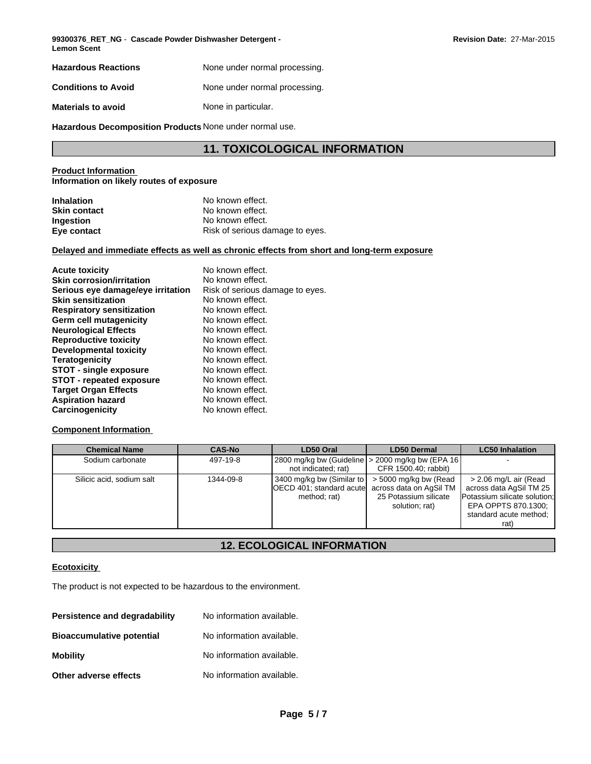**Hazardous Reactions** None under normal processing.

**Conditions to Avoid** None under normal processing.

**Materials to avoid** None in particular.

**Hazardous Decomposition Products** None under normal use.

## 11. TOXICOLOGICAL INFORMATION

**Product Information**
**Information on likely routes of exposure**

**Inhalation** No known effect.
**Skin contact** No known effect.
**Ingestion** No known effect.
**Eye contact** Risk of serious damage to eyes.

**Delayed and immediate effects as well as chronic effects from short and long-term exposure**

**Acute toxicity** No known effect.
**Skin corrosion/irritation** No known effect.
**Serious eye damage/eye irritation** Risk of serious damage to eyes.
**Skin sensitization** No known effect.
**Respiratory sensitization** No known effect.
**Germ cell mutagenicity** No known effect.
**Neurological Effects** No known effect.
**Reproductive toxicity** No known effect.
**Developmental toxicity** No known effect.
**Teratogenicity** No known effect.
**STOT - single exposure** No known effect.
**STOT - repeated exposure** No known effect.
**Target Organ Effects** No known effect.
**Aspiration hazard** No known effect.
**Carcinogenicity** No known effect.

**Component Information**

| Chemical Name | CAS-No | LD50 Oral | LD50 Dermal | LC50 Inhalation |
|---|---|---|---|---|
| Sodium carbonate | 497-19-8 | 2800 mg/kg bw (Guideline not indicated; rat) | > 2000 mg/kg bw (EPA 16 CFR 1500.40; rabbit) | - |
| Silicic acid, sodium salt | 1344-09-8 | 3400 mg/kg bw (Similar to OECD 401; standard acute method; rat) | > 5000 mg/kg bw (Read across data on AgSil TM 25 Potassium silicate solution; rat) | > 2.06 mg/L air (Read across data AgSil TM 25 Potassium silicate solution; EPA OPPTS 870.1300; standard acute method; rat) |

## 12. ECOLOGICAL INFORMATION

**Ecotoxicity**

The product is not expected to be hazardous to the environment.

**Persistence and degradability** No information available.

**Bioaccumulative potential** No information available.

**Mobility** No information available.

**Other adverse effects** No information available.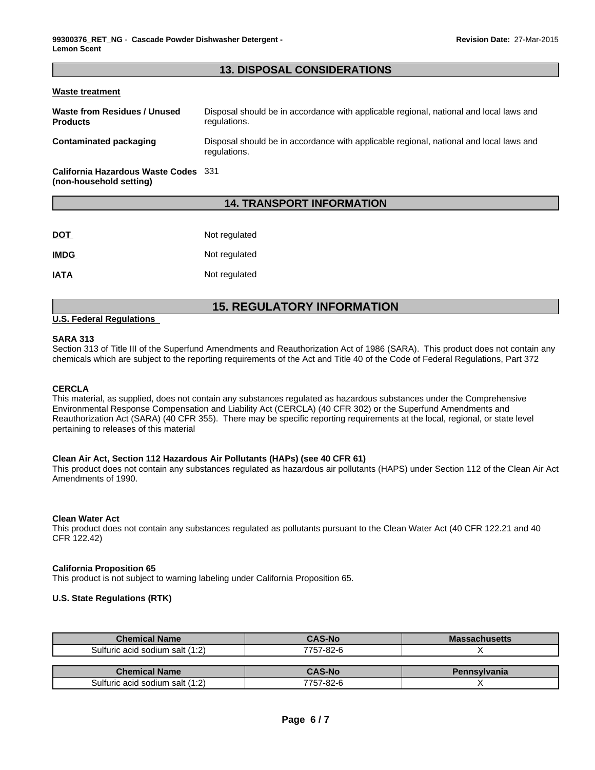## 13. DISPOSAL CONSIDERATIONS

**Waste treatment**

**Waste from Residues / Unused Products** — Disposal should be in accordance with applicable regional, national and local laws and regulations.

**Contaminated packaging** — Disposal should be in accordance with applicable regional, national and local laws and regulations.

**California Hazardous Waste Codes (non-household setting)** — 331

## 14. TRANSPORT INFORMATION

**DOT** — Not regulated

**IMDG** — Not regulated

**IATA** — Not regulated

## 15. REGULATORY INFORMATION

**U.S. Federal Regulations**

**SARA 313**

Section 313 of Title III of the Superfund Amendments and Reauthorization Act of 1986 (SARA). This product does not contain any chemicals which are subject to the reporting requirements of the Act and Title 40 of the Code of Federal Regulations, Part 372

**CERCLA**

This material, as supplied, does not contain any substances regulated as hazardous substances under the Comprehensive Environmental Response Compensation and Liability Act (CERCLA) (40 CFR 302) or the Superfund Amendments and Reauthorization Act (SARA) (40 CFR 355). There may be specific reporting requirements at the local, regional, or state level pertaining to releases of this material

**Clean Air Act, Section 112 Hazardous Air Pollutants (HAPs) (see 40 CFR 61)**

This product does not contain any substances regulated as hazardous air pollutants (HAPS) under Section 112 of the Clean Air Act Amendments of 1990.

**Clean Water Act**

This product does not contain any substances regulated as pollutants pursuant to the Clean Water Act (40 CFR 122.21 and 40 CFR 122.42)

**California Proposition 65**

This product is not subject to warning labeling under California Proposition 65.

**U.S. State Regulations (RTK)**

| Chemical Name | CAS-No | Massachusetts |
|---|---|---|
| Sulfuric acid sodium salt (1:2) | 7757-82-6 | X |

| Chemical Name | CAS-No | Pennsylvania |
|---|---|---|
| Sulfuric acid sodium salt (1:2) | 7757-82-6 | X |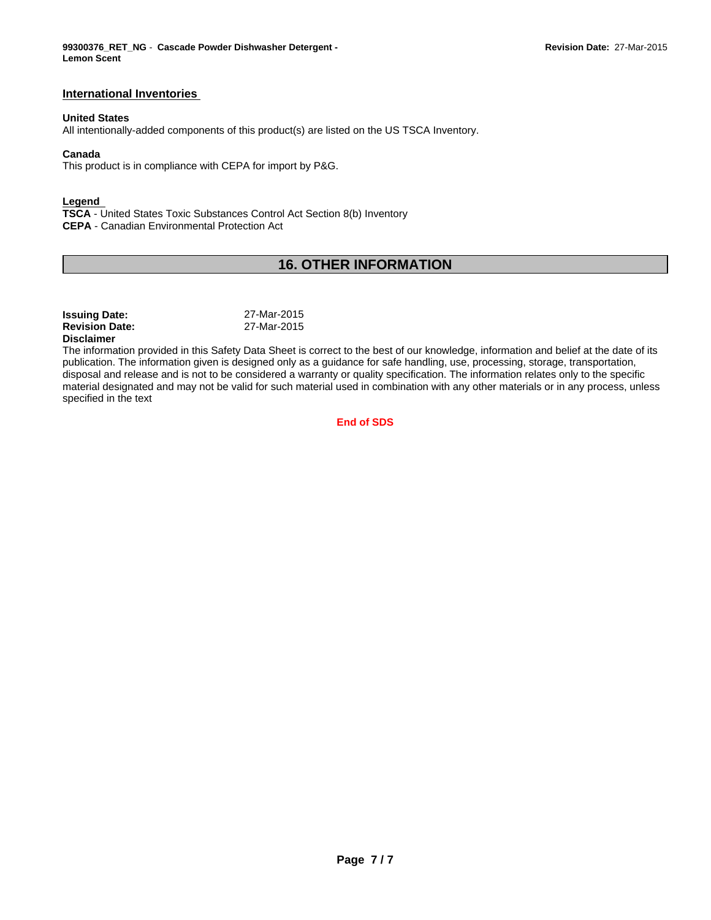## International Inventories

**United States**

All intentionally-added components of this product(s) are listed on the US TSCA Inventory.

**Canada**

This product is in compliance with CEPA for import by P&G.

**Legend**

**TSCA** - United States Toxic Substances Control Act Section 8(b) Inventory
**CEPA** - Canadian Environmental Protection Act

# 16. OTHER INFORMATION

**Issuing Date:** 27-Mar-2015
**Revision Date:** 27-Mar-2015

**Disclaimer**

The information provided in this Safety Data Sheet is correct to the best of our knowledge, information and belief at the date of its publication. The information given is designed only as a guidance for safe handling, use, processing, storage, transportation, disposal and release and is not to be considered a warranty or quality specification. The information relates only to the specific material designated and may not be valid for such material used in combination with any other materials or in any process, unless specified in the text

**End of SDS**